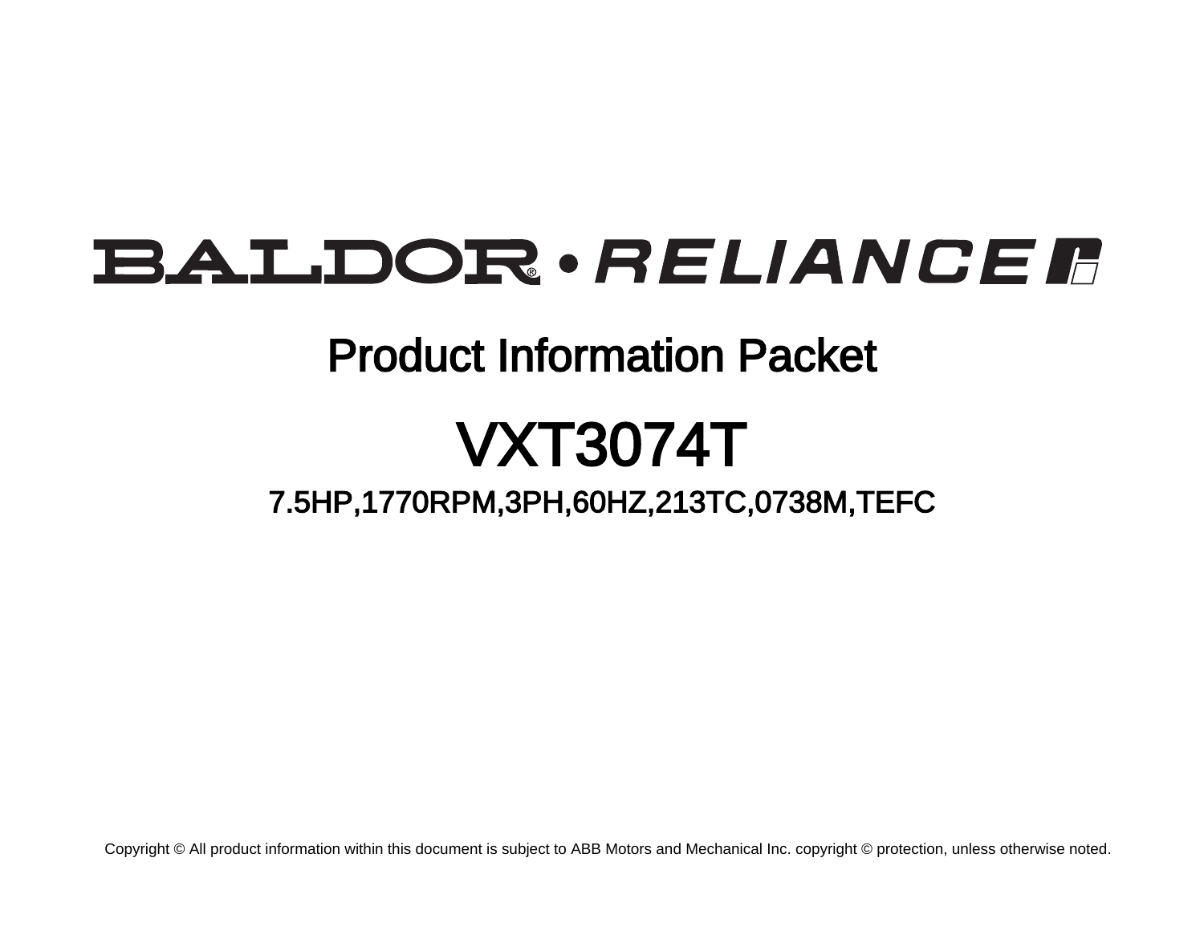BALDOR • RELIANCE

# Product Information Packet

# VXT3074T

## 7.5HP,1770RPM,3PH,60HZ,213TC,0738M,TEFC

Copyright © All product information within this document is subject to ABB Motors and Mechanical Inc. copyright © protection, unless otherwise noted.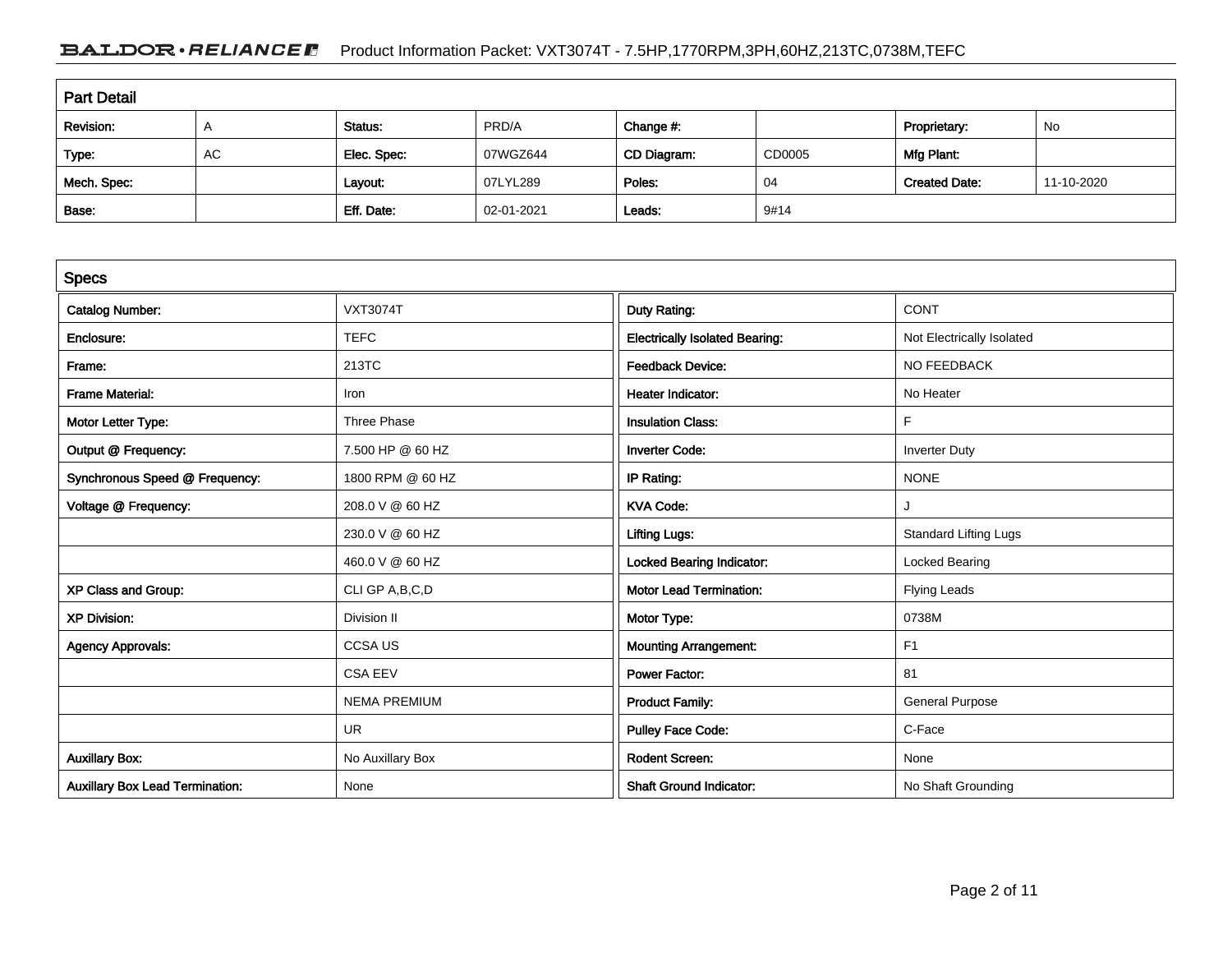## Part Detail

| Revision: | A | Status: | PRD/A | Change #: | | Proprietary: | No |
|---|---|---|---|---|---|---|---|
| Type: | AC | Elec. Spec: | 07WGZ644 | CD Diagram: | CD0005 | Mfg Plant: | |
| Mech. Spec: | | Layout: | 07LYL289 | Poles: | 04 | Created Date: | 11-10-2020 |
| Base: | | Eff. Date: | 02-01-2021 | Leads: | 9#14 | | |

## Specs

| | | | |
|---|---|---|---|
| Catalog Number: | VXT3074T | Duty Rating: | CONT |
| Enclosure: | TEFC | Electrically Isolated Bearing: | Not Electrically Isolated |
| Frame: | 213TC | Feedback Device: | NO FEEDBACK |
| Frame Material: | Iron | Heater Indicator: | No Heater |
| Motor Letter Type: | Three Phase | Insulation Class: | F |
| Output @ Frequency: | 7.500 HP @ 60 HZ | Inverter Code: | Inverter Duty |
| Synchronous Speed @ Frequency: | 1800 RPM @ 60 HZ | IP Rating: | NONE |
| Voltage @ Frequency: | 208.0 V @ 60 HZ | KVA Code: | J |
| | 230.0 V @ 60 HZ | Lifting Lugs: | Standard Lifting Lugs |
| | 460.0 V @ 60 HZ | Locked Bearing Indicator: | Locked Bearing |
| XP Class and Group: | CLI GP A,B,C,D | Motor Lead Termination: | Flying Leads |
| XP Division: | Division II | Motor Type: | 0738M |
| Agency Approvals: | CCSA US | Mounting Arrangement: | F1 |
| | CSA EEV | Power Factor: | 81 |
| | NEMA PREMIUM | Product Family: | General Purpose |
| | UR | Pulley Face Code: | C-Face |
| Auxillary Box: | No Auxillary Box | Rodent Screen: | None |
| Auxillary Box Lead Termination: | None | Shaft Ground Indicator: | No Shaft Grounding |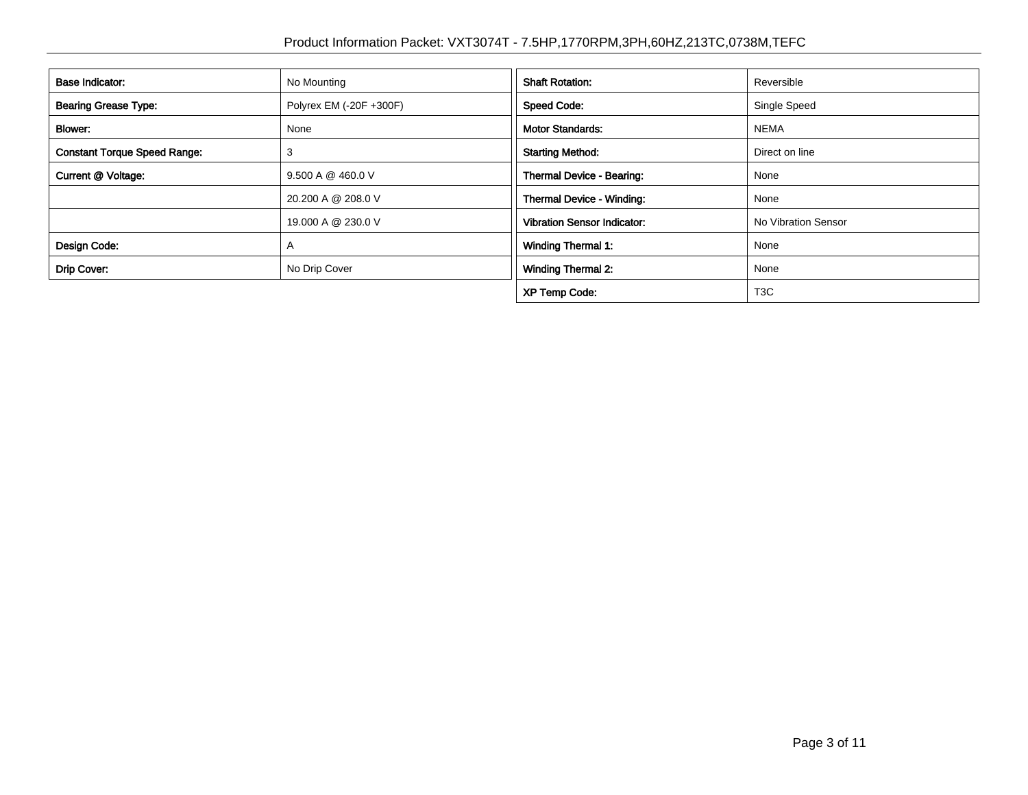| Base Indicator: | No Mounting |
| --- | --- |
| Bearing Grease Type: | Polyrex EM (-20F +300F) |
| Blower: | None |
| Constant Torque Speed Range: | 3 |
| Current @ Voltage: | 9.500 A @ 460.0 V |
| | 20.200 A @ 208.0 V |
| | 19.000 A @ 230.0 V |
| Design Code: | A |
| Drip Cover: | No Drip Cover |

| Shaft Rotation: | Reversible |
| --- | --- |
| Speed Code: | Single Speed |
| Motor Standards: | NEMA |
| Starting Method: | Direct on line |
| Thermal Device - Bearing: | None |
| Thermal Device - Winding: | None |
| Vibration Sensor Indicator: | No Vibration Sensor |
| Winding Thermal 1: | None |
| Winding Thermal 2: | None |
| XP Temp Code: | T3C |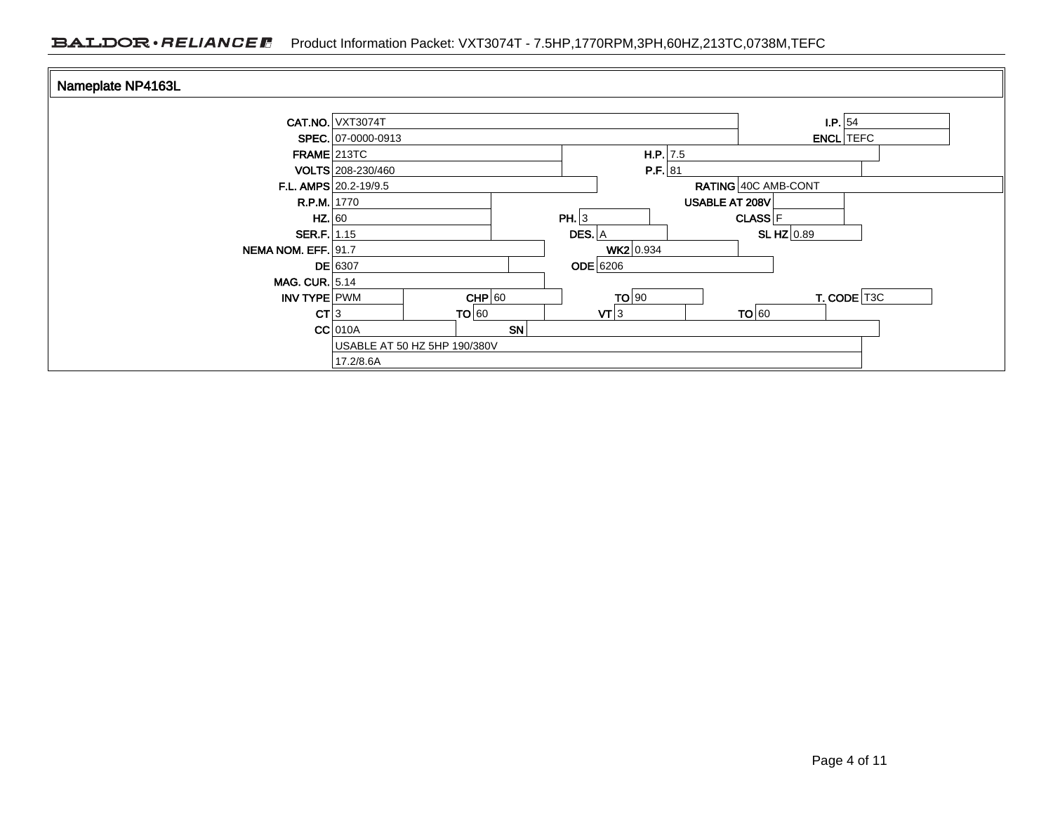## Nameplate NP4163L

| Field | Value | Field | Value | Field | Value | Field | Value |
|---|---|---|---|---|---|---|---|
| CAT.NO. | VXT3074T | | | | | I.P. | 54 |
| SPEC. | 07-0000-0913 | | | | | ENCL | TEFC |
| FRAME | 213TC | | | H.P. | 7.5 | | |
| VOLTS | 208-230/460 | | | P.F. | 81 | | |
| F.L. AMPS | 20.2-19/9.5 | | | RATING | 40C AMB-CONT | | |
| R.P.M. | 1770 | | | USABLE AT 208V | | | |
| HZ. | 60 | PH. | 3 | CLASS | F | | |
| SER.F. | 1.15 | DES. | A | SL HZ | 0.89 | | |
| NEMA NOM. EFF. | 91.7 | WK2 | 0.934 | | | | |
| DE | 6307 | ODE | 6206 | | | | |
| MAG. CUR. | 5.14 | | | | | | |
| INV TYPE | PWM | CHP | 60 | TO | 90 | T. CODE | T3C |
| CT | 3 | TO | 60 | VT | 3 | TO | 60 |
| CC | 010A | SN | | | | | |
| | USABLE AT 50 HZ 5HP 190/380V | | | | | | |
| | 17.2/8.6A | | | | | | |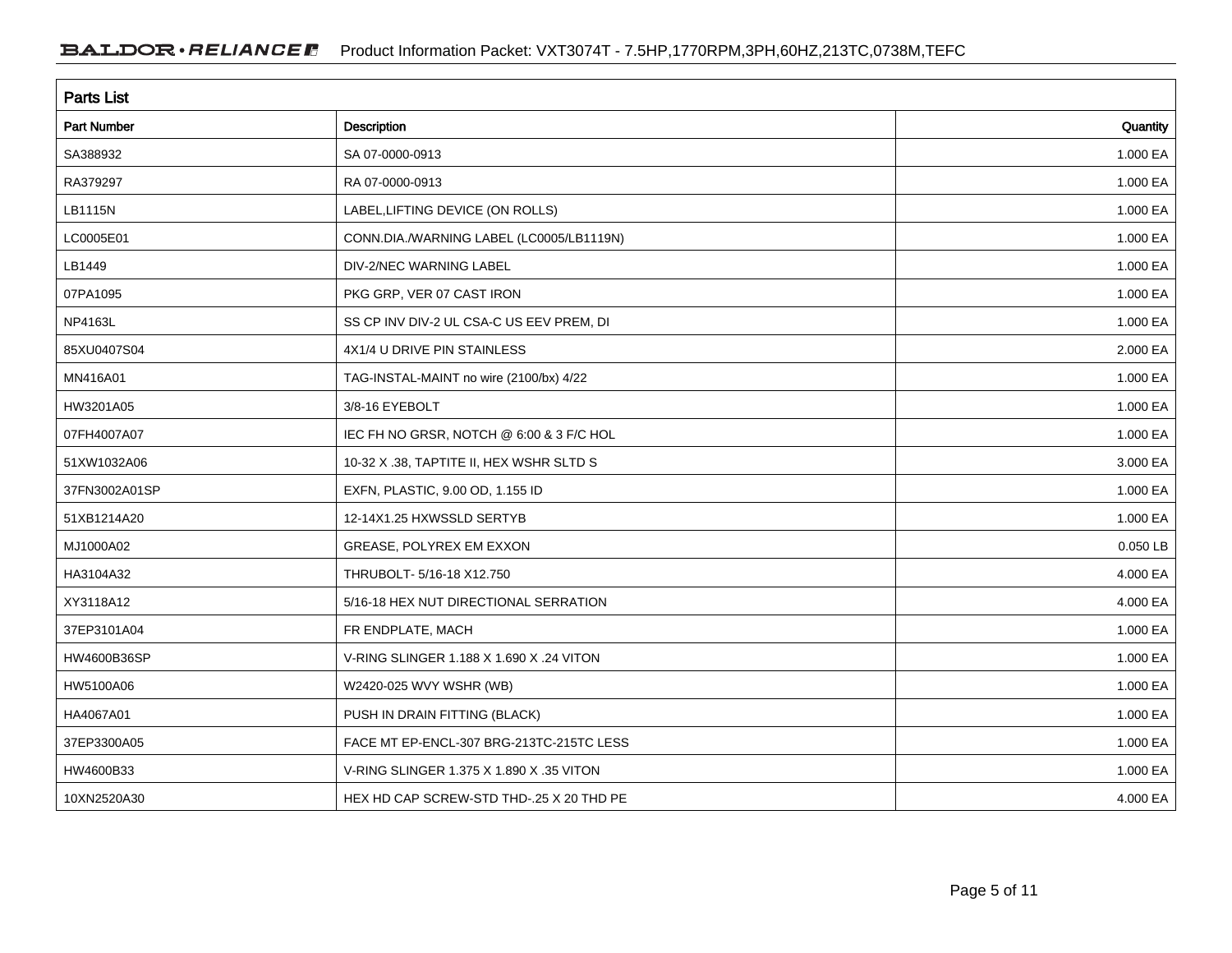## Parts List

| Part Number | Description | Quantity |
|---|---|---|
| SA388932 | SA 07-0000-0913 | 1.000 EA |
| RA379297 | RA 07-0000-0913 | 1.000 EA |
| LB1115N | LABEL,LIFTING DEVICE (ON ROLLS) | 1.000 EA |
| LC0005E01 | CONN.DIA./WARNING LABEL (LC0005/LB1119N) | 1.000 EA |
| LB1449 | DIV-2/NEC WARNING LABEL | 1.000 EA |
| 07PA1095 | PKG GRP, VER 07 CAST IRON | 1.000 EA |
| NP4163L | SS CP INV DIV-2 UL CSA-C US EEV PREM, DI | 1.000 EA |
| 85XU0407S04 | 4X1/4 U DRIVE PIN STAINLESS | 2.000 EA |
| MN416A01 | TAG-INSTAL-MAINT no wire (2100/bx) 4/22 | 1.000 EA |
| HW3201A05 | 3/8-16 EYEBOLT | 1.000 EA |
| 07FH4007A07 | IEC FH NO GRSR, NOTCH @ 6:00 & 3 F/C HOL | 1.000 EA |
| 51XW1032A06 | 10-32 X .38, TAPTITE II, HEX WSHR SLTD S | 3.000 EA |
| 37FN3002A01SP | EXFN, PLASTIC, 9.00 OD, 1.155 ID | 1.000 EA |
| 51XB1214A20 | 12-14X1.25 HXWSSLD SERTYB | 1.000 EA |
| MJ1000A02 | GREASE, POLYREX EM EXXON | 0.050 LB |
| HA3104A32 | THRUBOLT- 5/16-18 X12.750 | 4.000 EA |
| XY3118A12 | 5/16-18 HEX NUT DIRECTIONAL SERRATION | 4.000 EA |
| 37EP3101A04 | FR ENDPLATE, MACH | 1.000 EA |
| HW4600B36SP | V-RING SLINGER 1.188 X 1.690 X .24 VITON | 1.000 EA |
| HW5100A06 | W2420-025 WVY WSHR (WB) | 1.000 EA |
| HA4067A01 | PUSH IN DRAIN FITTING (BLACK) | 1.000 EA |
| 37EP3300A05 | FACE MT EP-ENCL-307 BRG-213TC-215TC LESS | 1.000 EA |
| HW4600B33 | V-RING SLINGER 1.375 X 1.890 X .35 VITON | 1.000 EA |
| 10XN2520A30 | HEX HD CAP SCREW-STD THD-.25 X 20 THD PE | 4.000 EA |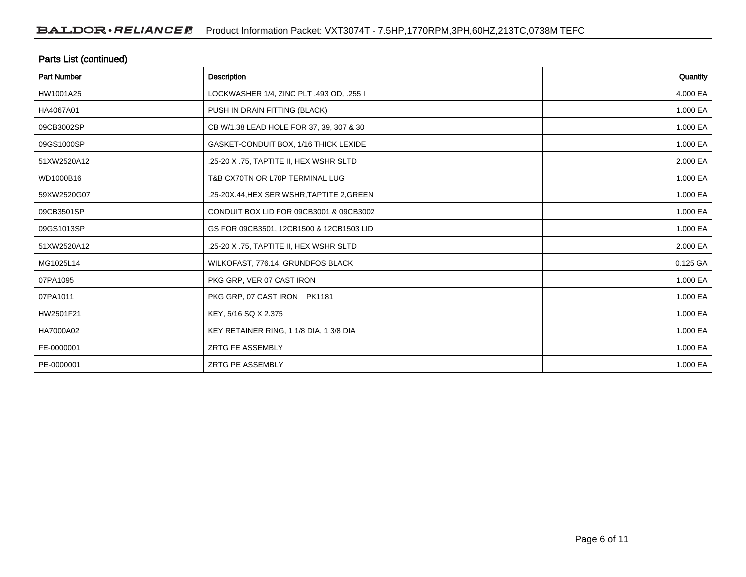## Parts List (continued)

| Part Number | Description | Quantity |
|---|---|---|
| HW1001A25 | LOCKWASHER 1/4, ZINC PLT .493 OD, .255 I | 4.000 EA |
| HA4067A01 | PUSH IN DRAIN FITTING (BLACK) | 1.000 EA |
| 09CB3002SP | CB W/1.38 LEAD HOLE FOR 37, 39, 307 & 30 | 1.000 EA |
| 09GS1000SP | GASKET-CONDUIT BOX, 1/16 THICK LEXIDE | 1.000 EA |
| 51XW2520A12 | .25-20 X .75, TAPTITE II, HEX WSHR SLTD | 2.000 EA |
| WD1000B16 | T&B CX70TN OR L70P TERMINAL LUG | 1.000 EA |
| 59XW2520G07 | .25-20X.44,HEX SER WSHR,TAPTITE 2,GREEN | 1.000 EA |
| 09CB3501SP | CONDUIT BOX LID FOR 09CB3001 & 09CB3002 | 1.000 EA |
| 09GS1013SP | GS FOR 09CB3501, 12CB1500 & 12CB1503 LID | 1.000 EA |
| 51XW2520A12 | .25-20 X .75, TAPTITE II, HEX WSHR SLTD | 2.000 EA |
| MG1025L14 | WILKOFAST, 776.14, GRUNDFOS BLACK | 0.125 GA |
| 07PA1095 | PKG GRP, VER 07 CAST IRON | 1.000 EA |
| 07PA1011 | PKG GRP, 07 CAST IRON PK1181 | 1.000 EA |
| HW2501F21 | KEY, 5/16 SQ X 2.375 | 1.000 EA |
| HA7000A02 | KEY RETAINER RING, 1 1/8 DIA, 1 3/8 DIA | 1.000 EA |
| FE-0000001 | ZRTG FE ASSEMBLY | 1.000 EA |
| PE-0000001 | ZRTG PE ASSEMBLY | 1.000 EA |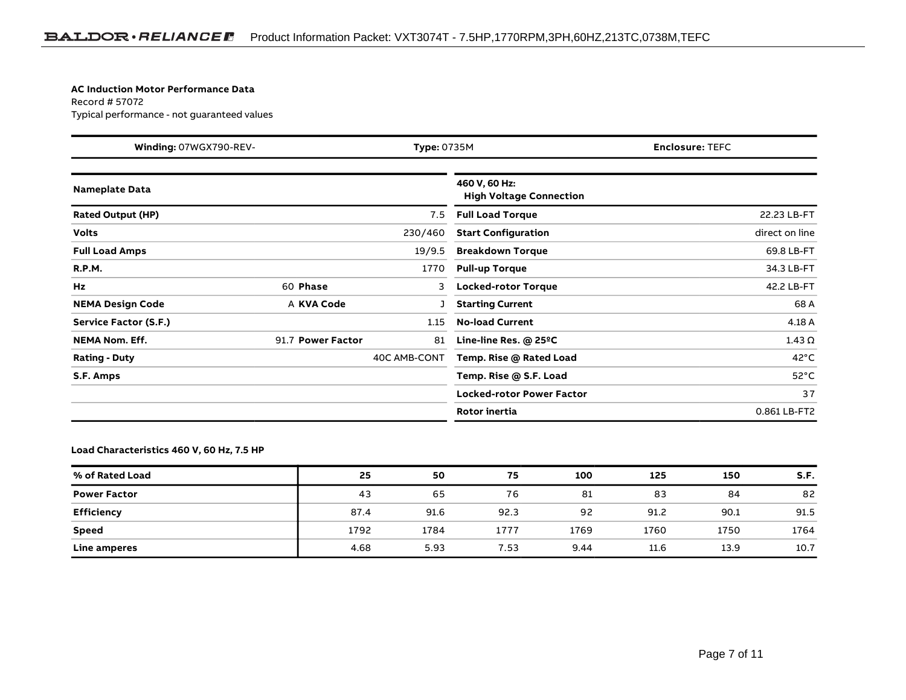**AC Induction Motor Performance Data**
Record # 57072
Typical performance - not guaranteed values

| **Winding:** 07WGX790-REV- | **Type:** 0735M | **Enclosure:** TEFC |
|---|---|---|

| **Nameplate Data** | | | |
|---|---|---|---|
| **Rated Output (HP)** | | | 7.5 |
| **Volts** | | | 230/460 |
| **Full Load Amps** | | | 19/9.5 |
| **R.P.M.** | | | 1770 |
| **Hz** | 60 | **Phase** | 3 |
| **NEMA Design Code** | A | **KVA Code** | J |
| **Service Factor (S.F.)** | | | 1.15 |
| **NEMA Nom. Eff.** | 91.7 | **Power Factor** | 81 |
| **Rating - Duty** | | | 40C AMB-CONT |
| **S.F. Amps** | | | |

| **460 V, 60 Hz: High Voltage Connection** | |
|---|---|
| **Full Load Torque** | 22.23 LB-FT |
| **Start Configuration** | direct on line |
| **Breakdown Torque** | 69.8 LB-FT |
| **Pull-up Torque** | 34.3 LB-FT |
| **Locked-rotor Torque** | 42.2 LB-FT |
| **Starting Current** | 68 A |
| **No-load Current** | 4.18 A |
| **Line-line Res. @ 25ºC** | 1.43 Ω |
| **Temp. Rise @ Rated Load** | 42°C |
| **Temp. Rise @ S.F. Load** | 52°C |
| **Locked-rotor Power Factor** | 37 |
| **Rotor inertia** | 0.861 LB-FT2 |

**Load Characteristics 460 V, 60 Hz, 7.5 HP**

| **% of Rated Load** | **25** | **50** | **75** | **100** | **125** | **150** | **S.F.** |
|---|---|---|---|---|---|---|---|
| **Power Factor** | 43 | 65 | 76 | 81 | 83 | 84 | 82 |
| **Efficiency** | 87.4 | 91.6 | 92.3 | 92 | 91.2 | 90.1 | 91.5 |
| **Speed** | 1792 | 1784 | 1777 | 1769 | 1760 | 1750 | 1764 |
| **Line amperes** | 4.68 | 5.93 | 7.53 | 9.44 | 11.6 | 13.9 | 10.7 |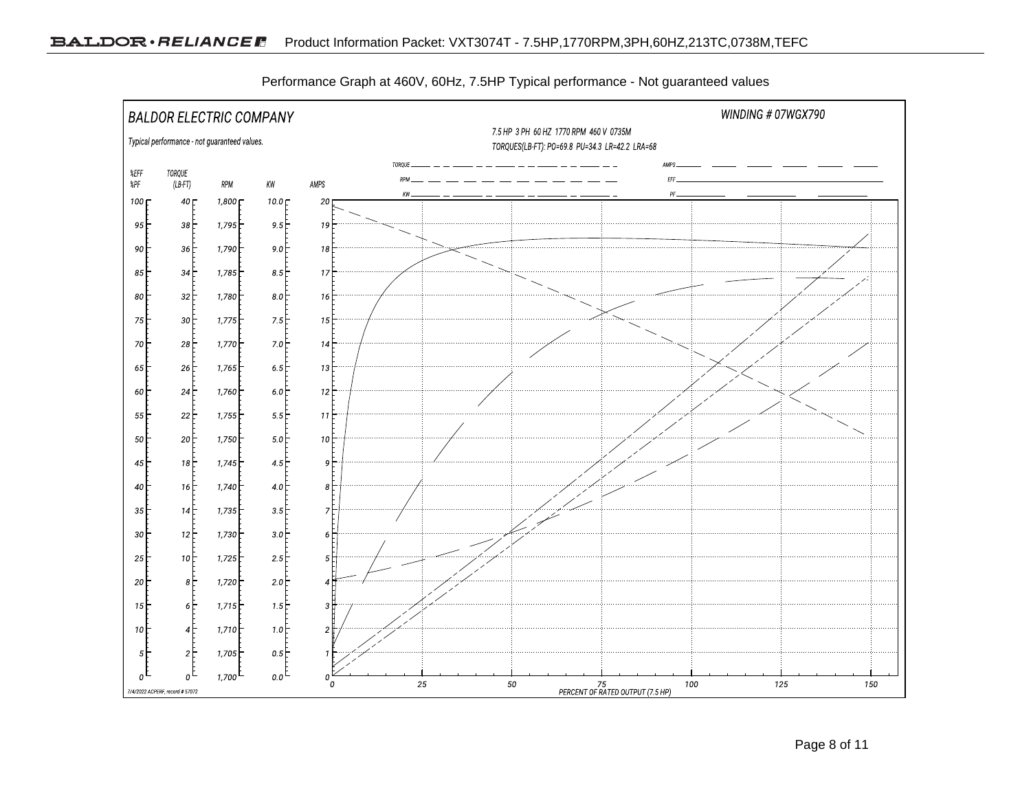Performance Graph at 460V, 60Hz, 7.5HP Typical performance - Not guaranteed values

BALDOR ELECTRIC COMPANY

WINDING # 07WGX790

7.5 HP 3 PH 60 HZ 1770 RPM 460 V 0735M

TORQUES(LB-FT): PO=69.8 PU=34.3 LR=42.2 LRA=68

Typical performance - not guaranteed values.

Legend: TORQUE, RPM, KW, AMPS, EFF, PF

| %EFF %PF | TORQUE (LB-FT) | RPM | KW | AMPS |
|---|---|---|---|---|
| 100 | 40 | 1,800 | 10.0 | 20 |
| 95 | 38 | 1,795 | 9.5 | 19 |
| 90 | 36 | 1,790 | 9.0 | 18 |
| 85 | 34 | 1,785 | 8.5 | 17 |
| 80 | 32 | 1,780 | 8.0 | 16 |
| 75 | 30 | 1,775 | 7.5 | 15 |
| 70 | 28 | 1,770 | 7.0 | 14 |
| 65 | 26 | 1,765 | 6.5 | 13 |
| 60 | 24 | 1,760 | 6.0 | 12 |
| 55 | 22 | 1,755 | 5.5 | 11 |
| 50 | 20 | 1,750 | 5.0 | 10 |
| 45 | 18 | 1,745 | 4.5 | 9 |
| 40 | 16 | 1,740 | 4.0 | 8 |
| 35 | 14 | 1,735 | 3.5 | 7 |
| 30 | 12 | 1,730 | 3.0 | 6 |
| 25 | 10 | 1,725 | 2.5 | 5 |
| 20 | 8 | 1,720 | 2.0 | 4 |
| 15 | 6 | 1,715 | 1.5 | 3 |
| 10 | 4 | 1,710 | 1.0 | 2 |
| 5 | 2 | 1,705 | 0.5 | 1 |
| 0 | 0 | 1,700 | 0.0 | 0 |

PERCENT OF RATED OUTPUT (7.5 HP): 0, 25, 50, 75, 100, 125, 150

7/4/2022 ACPERF, record # 57072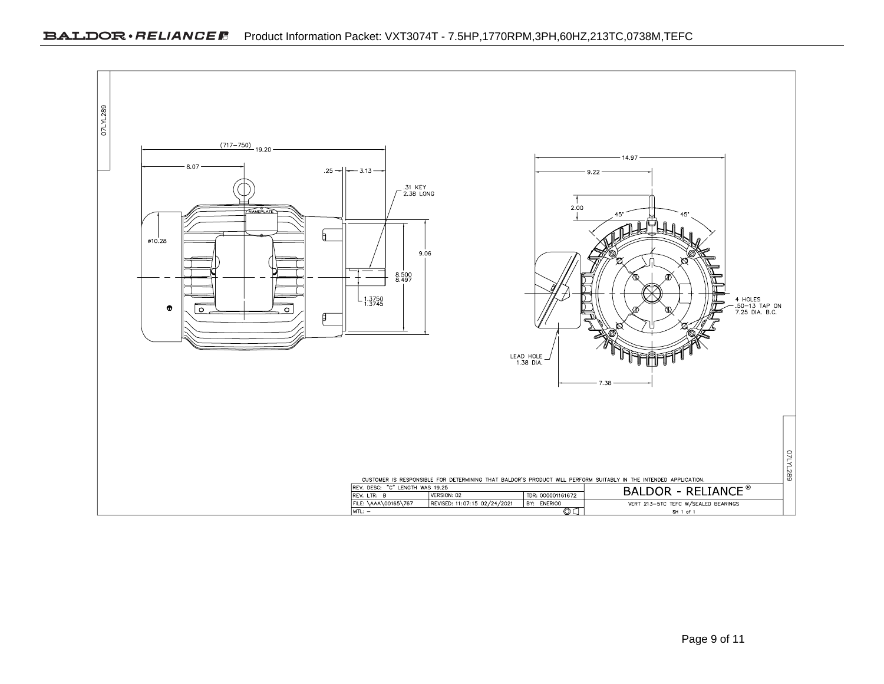07LYL289

(717–750) 19.20

8.07

.25

3.13

.31 KEY
2.38 LONG

NAMEPLATE

ø10.28

9.06

8.500
8.497

1.3750
1.3745

14.97

9.22

2.00

45°

45°

4 HOLES
.50–13 TAP ON
7.25 DIA. B.C.

LEAD HOLE
1.38 DIA.

7.38

CUSTOMER IS RESPONSIBLE FOR DETERMINING THAT BALDOR'S PRODUCT WILL PERFORM SUITABLY IN THE INTENDED APPLICATION.

| REV. DESC: "C" LENGTH WAS 19.25 | | | BALDOR - RELIANCE® |
|---|---|---|---|
| REV. LTR: B | VERSION: 02 | TDR: 000001161672 | |
| FILE: \AAA\00165\767 | REVISED: 11:07:15 02/24/2021 | BY: ENERIOO | VERT 213-5TC TEFC W/SEALED BEARINGS |
| MTL: – | | | SH 1 of 1 |

07LYL289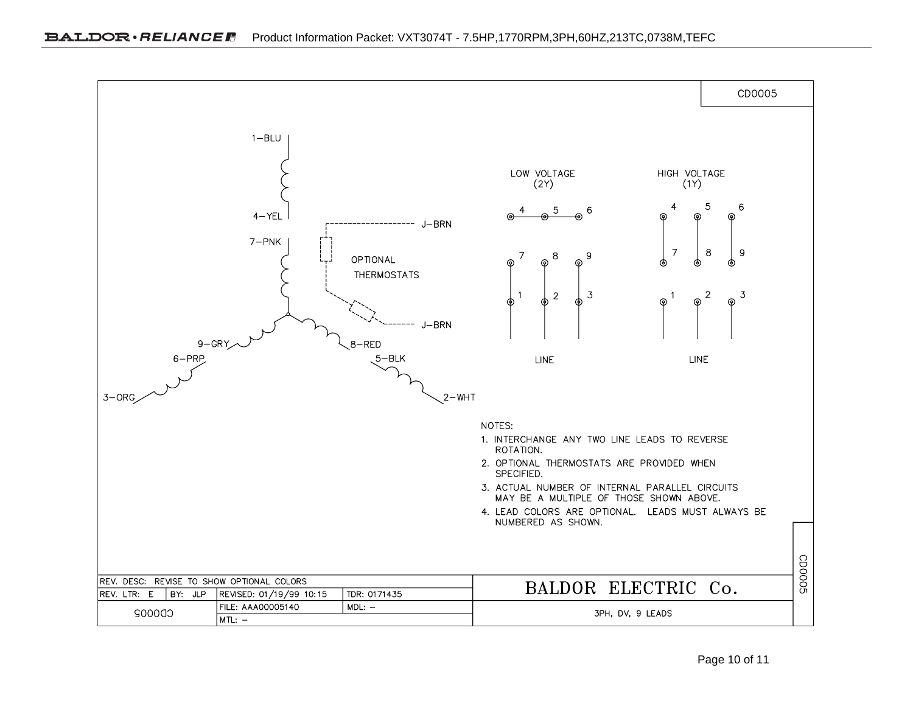CD0005

1–BLU

4–YEL

7–PNK

9–GRY

8–RED

6–PRP

5–BLK

3–ORG

2–WHT

J–BRN

OPTIONAL THERMOSTATS

J–BRN

LOW VOLTAGE (2Y)

4 5 6

7 8 9

1 2 3

LINE

HIGH VOLTAGE (1Y)

4 5 6

7 8 9

1 2 3

LINE

NOTES:

1. INTERCHANGE ANY TWO LINE LEADS TO REVERSE ROTATION.
2. OPTIONAL THERMOSTATS ARE PROVIDED WHEN SPECIFIED.
3. ACTUAL NUMBER OF INTERNAL PARALLEL CIRCUITS MAY BE A MULTIPLE OF THOSE SHOWN ABOVE.
4. LEAD COLORS ARE OPTIONAL. LEADS MUST ALWAYS BE NUMBERED AS SHOWN.

| REV. DESC: REVISE TO SHOW OPTIONAL COLORS | | | | BALDOR ELECTRIC Co. |
|---|---|---|---|---|
| REV. LTR: E | BY: JLP | REVISED: 01/19/99 10:15 | TDR: 0171435 | |
| CD0005 | | FILE: AAA00005140 | MDL: – | 3PH, DV, 9 LEADS |
| | | MTL: – | | |

CD0005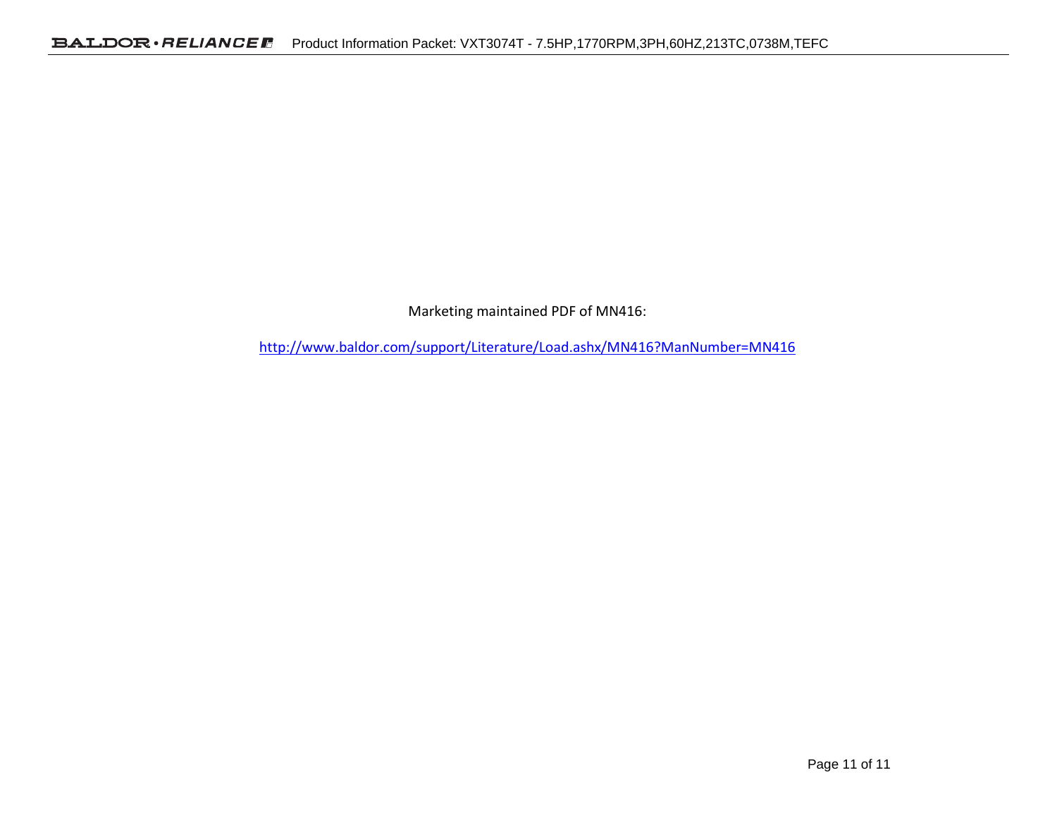Marketing maintained PDF of MN416:

http://www.baldor.com/support/Literature/Load.ashx/MN416?ManNumber=MN416